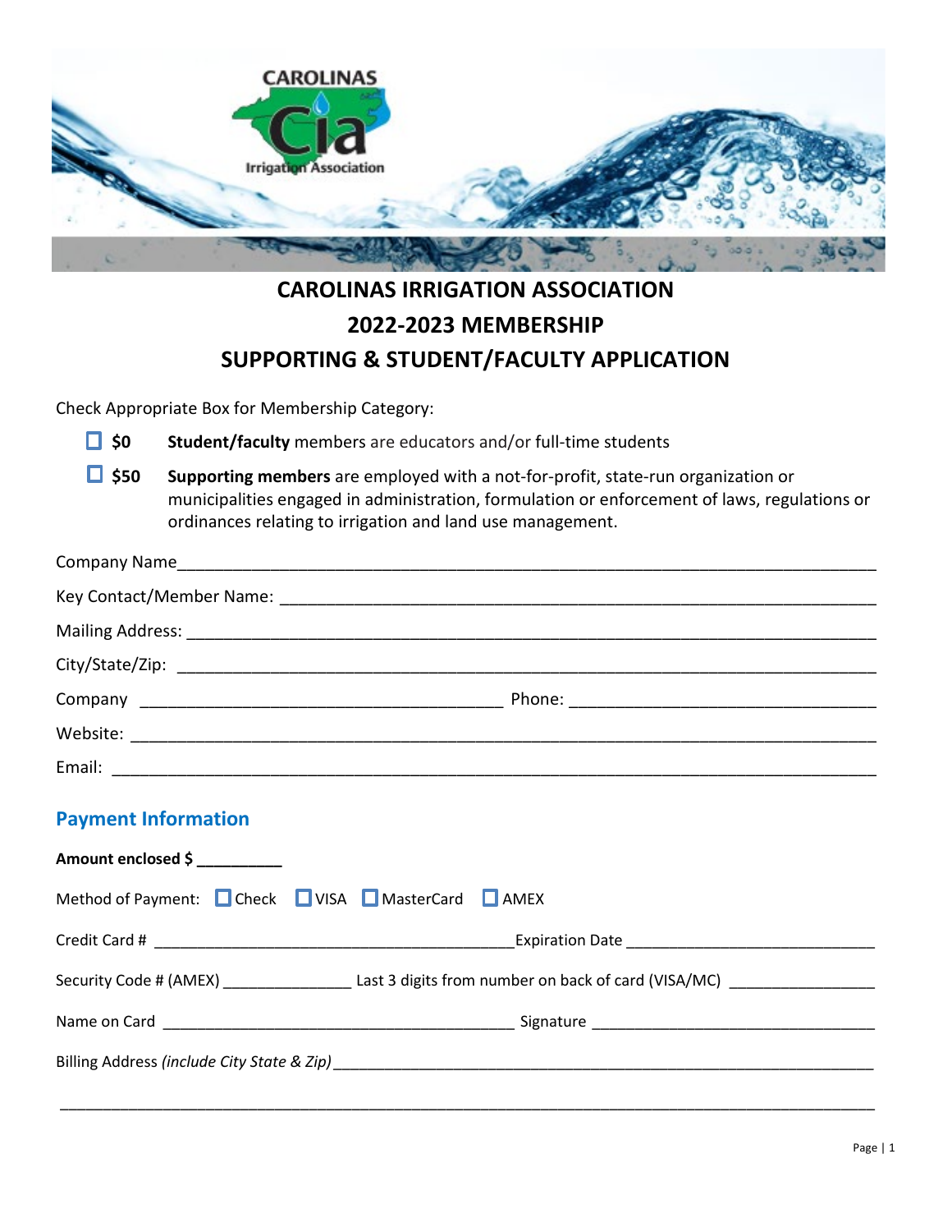# CAROLINAS IRRIGATION ASSOCIATION

# 2022-2023 MEMBERSHIP

# SUPPORTING & STUDENT/FACULTY APPLICATION

Check Appropriate Box for Membership Category:

- ☐ **$0** **Student/faculty** members are educators and/or full-time students
- ☐ **$50** **Supporting members** are employed with a not-for-profit, state-run organization or municipalities engaged in administration, formulation or enforcement of laws, regulations or ordinances relating to irrigation and land use management.

Company Name_______________________________________________________________________________

Key Contact/Member Name: ____________________________________________________________________

Mailing Address: _____________________________________________________________________________

City/State/Zip: _______________________________________________________________________________

Company ________________________________________ Phone: __________________________________

Website: ____________________________________________________________________________________

Email: ______________________________________________________________________________________

## Payment Information

**Amount enclosed $ __________**

Method of Payment: ☐ Check ☐ VISA ☐ MasterCard ☐ AMEX

Credit Card # ________________________________________ Expiration Date ___________________________

Security Code # (AMEX) _______________ Last 3 digits from number on back of card (VISA/MC) ________________

Name on Card ________________________________________ Signature ________________________________

Billing Address *(include City State & Zip)*_______________________________________________________________

___________________________________________________________________________________________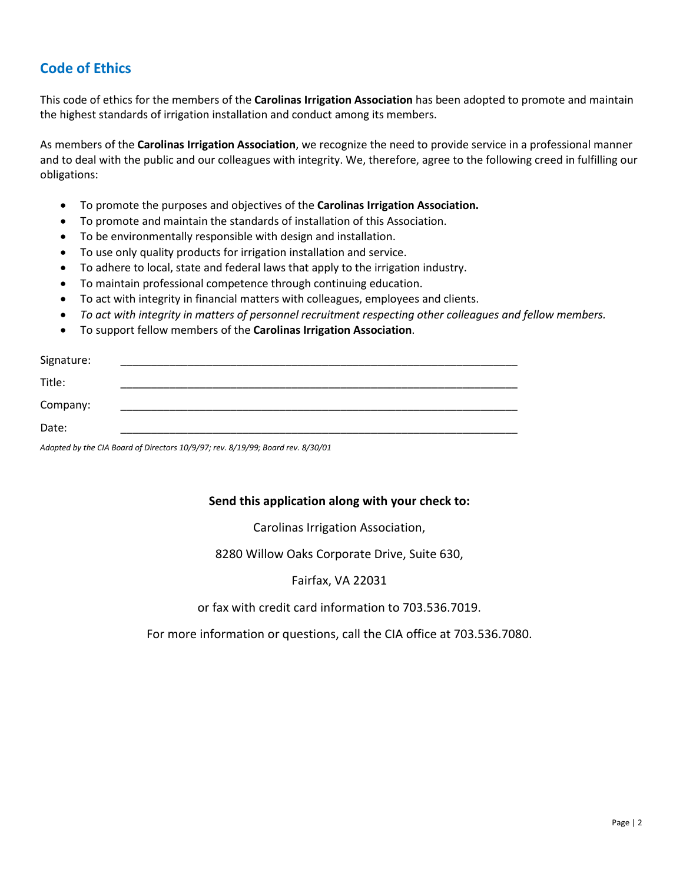## Code of Ethics

This code of ethics for the members of the **Carolinas Irrigation Association** has been adopted to promote and maintain the highest standards of irrigation installation and conduct among its members.

As members of the **Carolinas Irrigation Association**, we recognize the need to provide service in a professional manner and to deal with the public and our colleagues with integrity. We, therefore, agree to the following creed in fulfilling our obligations:

- To promote the purposes and objectives of the **Carolinas Irrigation Association.**
- To promote and maintain the standards of installation of this Association.
- To be environmentally responsible with design and installation.
- To use only quality products for irrigation installation and service.
- To adhere to local, state and federal laws that apply to the irrigation industry.
- To maintain professional competence through continuing education.
- To act with integrity in financial matters with colleagues, employees and clients.
- *To act with integrity in matters of personnel recruitment respecting other colleagues and fellow members.*
- To support fellow members of the **Carolinas Irrigation Association**.

Signature: ____________________________________________

Title: ____________________________________________

Company: ____________________________________________

Date: ____________________________________________

*Adopted by the CIA Board of Directors 10/9/97; rev. 8/19/99; Board rev. 8/30/01*

**Send this application along with your check to:**

Carolinas Irrigation Association,

8280 Willow Oaks Corporate Drive, Suite 630,

Fairfax, VA 22031

or fax with credit card information to 703.536.7019.

For more information or questions, call the CIA office at 703.536.7080.